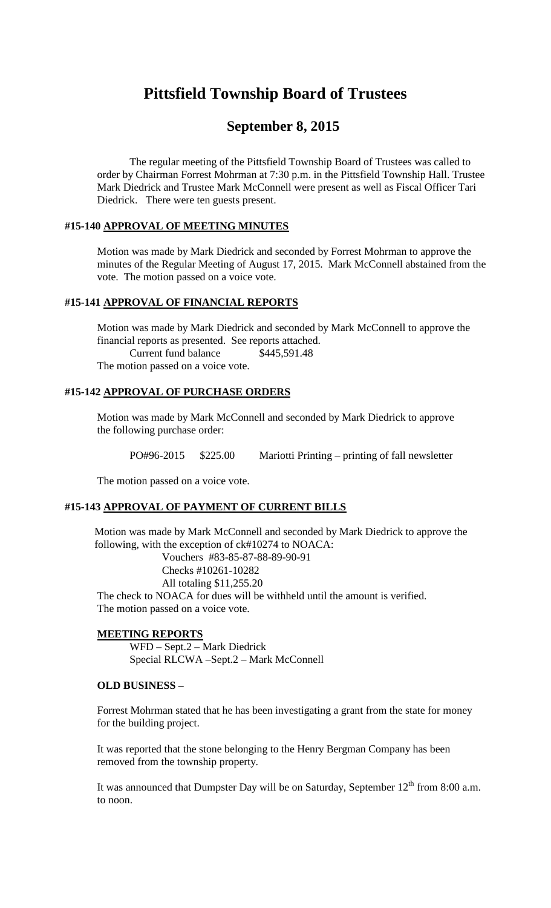# Pittsfield Township Board of Trustees

## September 8, 2015

The regular meeting of the Pittsfield Township Board of Trustees was called to order by Chairman Forrest Mohrman at 7:30 p.m. in the Pittsfield Township Hall. Trustee Mark Diedrick and Trustee Mark McConnell were present as well as Fiscal Officer Tari Diedrick. There were ten guests present.

### #15-140 APPROVAL OF MEETING MINUTES

Motion was made by Mark Diedrick and seconded by Forrest Mohrman to approve the minutes of the Regular Meeting of August 17, 2015. Mark McConnell abstained from the vote. The motion passed on a voice vote.

### #15-141 APPROVAL OF FINANCIAL REPORTS

Motion was made by Mark Diedrick and seconded by Mark McConnell to approve the financial reports as presented. See reports attached.

Current fund balance $445,591.48

The motion passed on a voice vote.

### #15-142 APPROVAL OF PURCHASE ORDERS

Motion was made by Mark McConnell and seconded by Mark Diedrick to approve the following purchase order:

PO#96-2015 $225.00 Mariotti Printing – printing of fall newsletter

The motion passed on a voice vote.

### #15-143 APPROVAL OF PAYMENT OF CURRENT BILLS

Motion was made by Mark McConnell and seconded by Mark Diedrick to approve the following, with the exception of ck#10274 to NOACA:

Vouchers #83-85-87-88-89-90-91
Checks #10261-10282
All totaling $11,255.20

The check to NOACA for dues will be withheld until the amount is verified.
The motion passed on a voice vote.

### MEETING REPORTS

WFD – Sept.2 – Mark Diedrick
Special RLCWA –Sept.2 – Mark McConnell

### OLD BUSINESS –

Forrest Mohrman stated that he has been investigating a grant from the state for money for the building project.

It was reported that the stone belonging to the Henry Bergman Company has been removed from the township property.

It was announced that Dumpster Day will be on Saturday, September 12th from 8:00 a.m. to noon.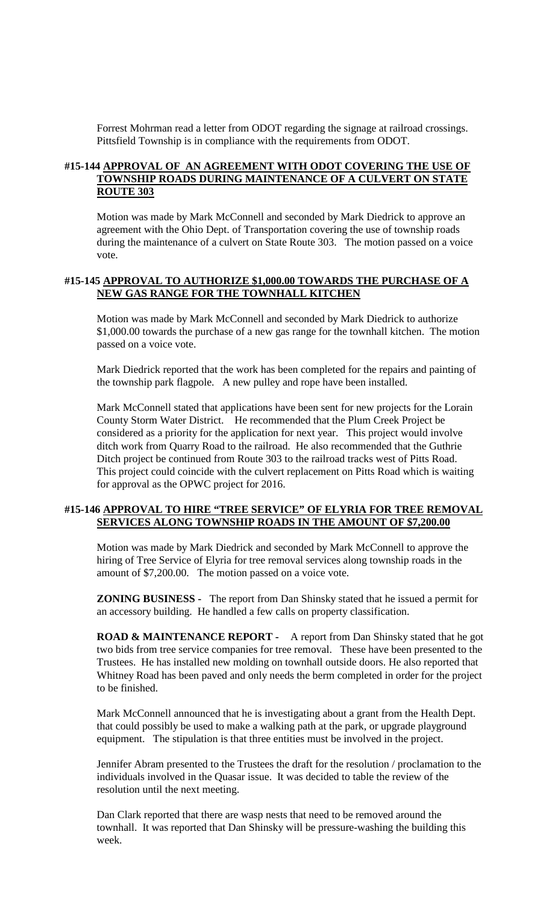Forrest Mohrman read a letter from ODOT regarding the signage at railroad crossings. Pittsfield Township is in compliance with the requirements from ODOT.

**#15-144 APPROVAL OF AN AGREEMENT WITH ODOT COVERING THE USE OF TOWNSHIP ROADS DURING MAINTENANCE OF A CULVERT ON STATE ROUTE 303**

Motion was made by Mark McConnell and seconded by Mark Diedrick to approve an agreement with the Ohio Dept. of Transportation covering the use of township roads during the maintenance of a culvert on State Route 303. The motion passed on a voice vote.

**#15-145 APPROVAL TO AUTHORIZE $1,000.00 TOWARDS THE PURCHASE OF A NEW GAS RANGE FOR THE TOWNHALL KITCHEN**

Motion was made by Mark McConnell and seconded by Mark Diedrick to authorize $1,000.00 towards the purchase of a new gas range for the townhall kitchen. The motion passed on a voice vote.

Mark Diedrick reported that the work has been completed for the repairs and painting of the township park flagpole. A new pulley and rope have been installed.

Mark McConnell stated that applications have been sent for new projects for the Lorain County Storm Water District. He recommended that the Plum Creek Project be considered as a priority for the application for next year. This project would involve ditch work from Quarry Road to the railroad. He also recommended that the Guthrie Ditch project be continued from Route 303 to the railroad tracks west of Pitts Road. This project could coincide with the culvert replacement on Pitts Road which is waiting for approval as the OPWC project for 2016.

**#15-146 APPROVAL TO HIRE "TREE SERVICE" OF ELYRIA FOR TREE REMOVAL SERVICES ALONG TOWNSHIP ROADS IN THE AMOUNT OF $7,200.00**

Motion was made by Mark Diedrick and seconded by Mark McConnell to approve the hiring of Tree Service of Elyria for tree removal services along township roads in the amount of $7,200.00. The motion passed on a voice vote.

**ZONING BUSINESS -** The report from Dan Shinsky stated that he issued a permit for an accessory building. He handled a few calls on property classification.

**ROAD & MAINTENANCE REPORT -** A report from Dan Shinsky stated that he got two bids from tree service companies for tree removal. These have been presented to the Trustees. He has installed new molding on townhall outside doors. He also reported that Whitney Road has been paved and only needs the berm completed in order for the project to be finished.

Mark McConnell announced that he is investigating about a grant from the Health Dept. that could possibly be used to make a walking path at the park, or upgrade playground equipment. The stipulation is that three entities must be involved in the project.

Jennifer Abram presented to the Trustees the draft for the resolution / proclamation to the individuals involved in the Quasar issue. It was decided to table the review of the resolution until the next meeting.

Dan Clark reported that there are wasp nests that need to be removed around the townhall. It was reported that Dan Shinsky will be pressure-washing the building this week.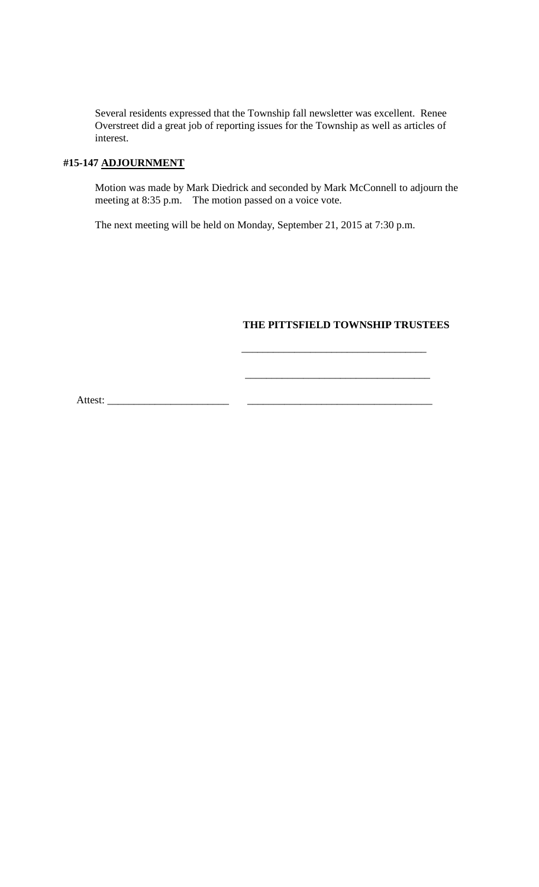Several residents expressed that the Township fall newsletter was excellent. Renee Overstreet did a great job of reporting issues for the Township as well as articles of interest.

**#15-147 ADJOURNMENT**

Motion was made by Mark Diedrick and seconded by Mark McConnell to adjourn the meeting at 8:35 p.m. The motion passed on a voice vote.

The next meeting will be held on Monday, September 21, 2015 at 7:30 p.m.

**THE PITTSFIELD TOWNSHIP TRUSTEES**

___________________________________

___________________________________

Attest: _______________________ ___________________________________